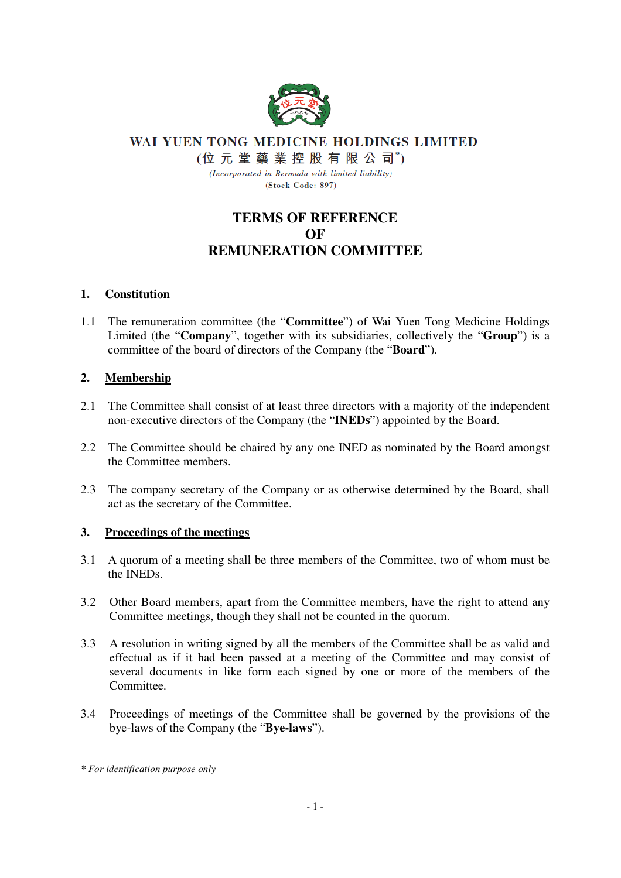**WAI YUEN TONG MEDICINE HOLDINGS LIMITED**

**(位元堂藥業控股有限公司*)**

*(Incorporated in Bermuda with limited liability)*

**(Stock Code: 897)**

# TERMS OF REFERENCE OF REMUNERATION COMMITTEE

## 1. Constitution

1.1 The remuneration committee (the "**Committee**") of Wai Yuen Tong Medicine Holdings Limited (the "**Company**", together with its subsidiaries, collectively the "**Group**") is a committee of the board of directors of the Company (the "**Board**").

## 2. Membership

2.1 The Committee shall consist of at least three directors with a majority of the independent non-executive directors of the Company (the "**INEDs**") appointed by the Board.

2.2 The Committee should be chaired by any one INED as nominated by the Board amongst the Committee members.

2.3 The company secretary of the Company or as otherwise determined by the Board, shall act as the secretary of the Committee.

## 3. Proceedings of the meetings

3.1 A quorum of a meeting shall be three members of the Committee, two of whom must be the INEDs.

3.2 Other Board members, apart from the Committee members, have the right to attend any Committee meetings, though they shall not be counted in the quorum.

3.3 A resolution in writing signed by all the members of the Committee shall be as valid and effectual as if it had been passed at a meeting of the Committee and may consist of several documents in like form each signed by one or more of the members of the Committee.

3.4 Proceedings of meetings of the Committee shall be governed by the provisions of the bye-laws of the Company (the "**Bye-laws**").

*\* For identification purpose only*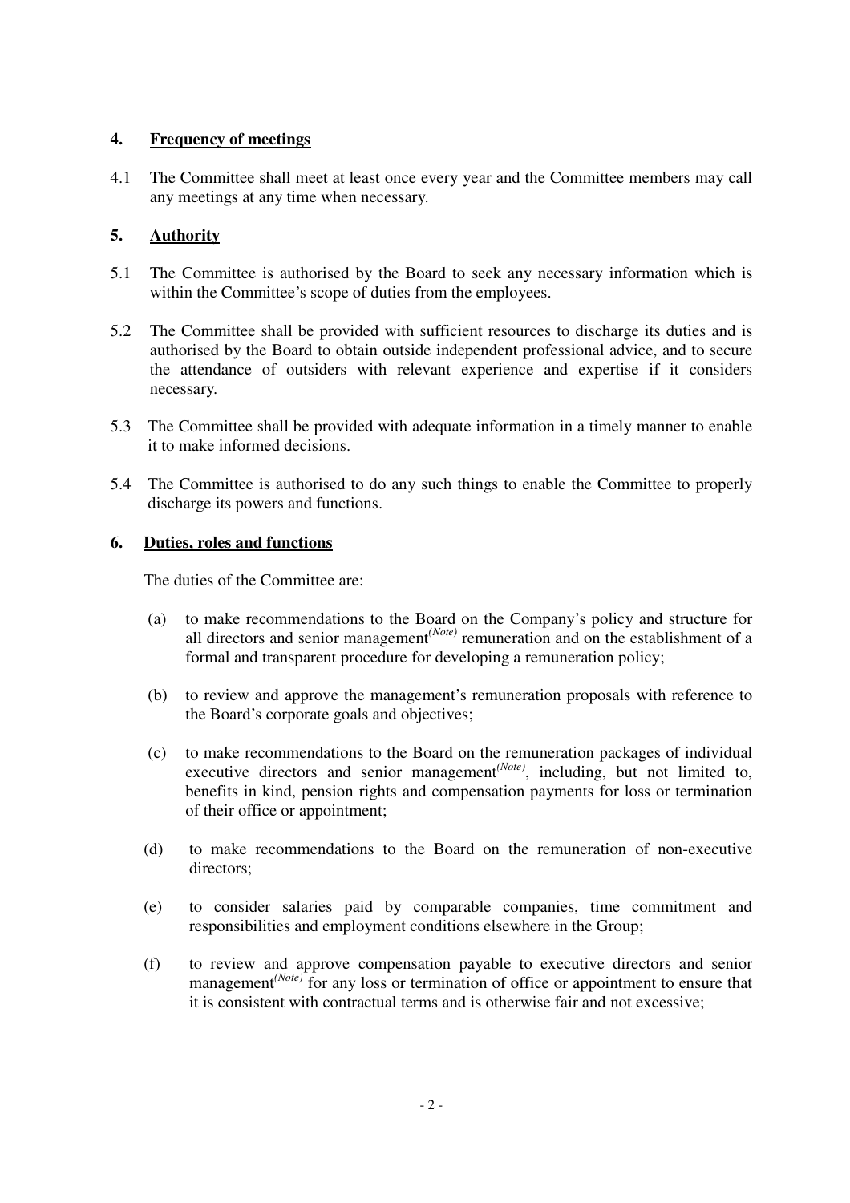## 4. **Frequency of meetings**

4.1 The Committee shall meet at least once every year and the Committee members may call any meetings at any time when necessary.

## 5. **Authority**

5.1 The Committee is authorised by the Board to seek any necessary information which is within the Committee's scope of duties from the employees.

5.2 The Committee shall be provided with sufficient resources to discharge its duties and is authorised by the Board to obtain outside independent professional advice, and to secure the attendance of outsiders with relevant experience and expertise if it considers necessary.

5.3 The Committee shall be provided with adequate information in a timely manner to enable it to make informed decisions.

5.4 The Committee is authorised to do any such things to enable the Committee to properly discharge its powers and functions.

## 6. **Duties, roles and functions**

The duties of the Committee are:

(a) to make recommendations to the Board on the Company's policy and structure for all directors and senior management*(Note)* remuneration and on the establishment of a formal and transparent procedure for developing a remuneration policy;

(b) to review and approve the management's remuneration proposals with reference to the Board's corporate goals and objectives;

(c) to make recommendations to the Board on the remuneration packages of individual executive directors and senior management*(Note)*, including, but not limited to, benefits in kind, pension rights and compensation payments for loss or termination of their office or appointment;

(d) to make recommendations to the Board on the remuneration of non-executive directors;

(e) to consider salaries paid by comparable companies, time commitment and responsibilities and employment conditions elsewhere in the Group;

(f) to review and approve compensation payable to executive directors and senior management*(Note)* for any loss or termination of office or appointment to ensure that it is consistent with contractual terms and is otherwise fair and not excessive;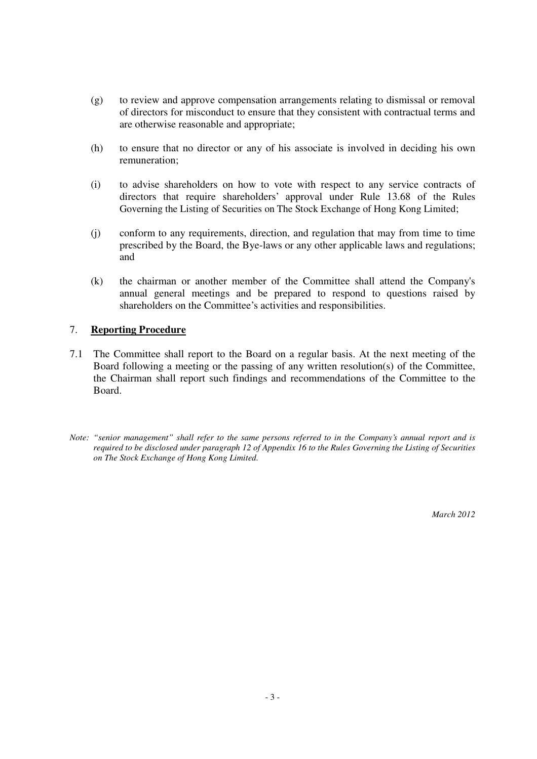(g) to review and approve compensation arrangements relating to dismissal or removal of directors for misconduct to ensure that they consistent with contractual terms and are otherwise reasonable and appropriate;

(h) to ensure that no director or any of his associate is involved in deciding his own remuneration;

(i) to advise shareholders on how to vote with respect to any service contracts of directors that require shareholders' approval under Rule 13.68 of the Rules Governing the Listing of Securities on The Stock Exchange of Hong Kong Limited;

(j) conform to any requirements, direction, and regulation that may from time to time prescribed by the Board, the Bye-laws or any other applicable laws and regulations; and

(k) the chairman or another member of the Committee shall attend the Company's annual general meetings and be prepared to respond to questions raised by shareholders on the Committee's activities and responsibilities.

## 7. **Reporting Procedure**

7.1 The Committee shall report to the Board on a regular basis. At the next meeting of the Board following a meeting or the passing of any written resolution(s) of the Committee, the Chairman shall report such findings and recommendations of the Committee to the Board.

*Note: "senior management" shall refer to the same persons referred to in the Company's annual report and is required to be disclosed under paragraph 12 of Appendix 16 to the Rules Governing the Listing of Securities on The Stock Exchange of Hong Kong Limited.*

*March 2012*